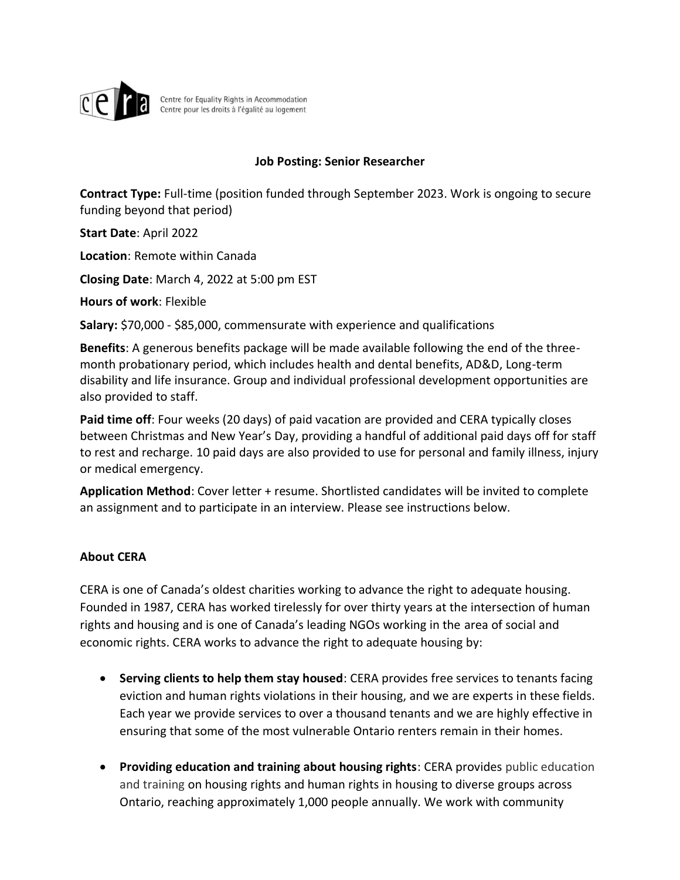Centre for Equality Rights in Accommodation
Centre pour les droits à l'égalité au logement

## Job Posting: Senior Researcher

**Contract Type:** Full-time (position funded through September 2023. Work is ongoing to secure funding beyond that period)

**Start Date**: April 2022

**Location**: Remote within Canada

**Closing Date**: March 4, 2022 at 5:00 pm EST

**Hours of work**: Flexible

**Salary:** $70,000 - $85,000, commensurate with experience and qualifications

**Benefits**: A generous benefits package will be made available following the end of the three-month probationary period, which includes health and dental benefits, AD&D, Long-term disability and life insurance. Group and individual professional development opportunities are also provided to staff.

**Paid time off**: Four weeks (20 days) of paid vacation are provided and CERA typically closes between Christmas and New Year's Day, providing a handful of additional paid days off for staff to rest and recharge. 10 paid days are also provided to use for personal and family illness, injury or medical emergency.

**Application Method**: Cover letter + resume. Shortlisted candidates will be invited to complete an assignment and to participate in an interview. Please see instructions below.

### About CERA

CERA is one of Canada's oldest charities working to advance the right to adequate housing. Founded in 1987, CERA has worked tirelessly for over thirty years at the intersection of human rights and housing and is one of Canada's leading NGOs working in the area of social and economic rights. CERA works to advance the right to adequate housing by:

- **Serving clients to help them stay housed**: CERA provides free services to tenants facing eviction and human rights violations in their housing, and we are experts in these fields. Each year we provide services to over a thousand tenants and we are highly effective in ensuring that some of the most vulnerable Ontario renters remain in their homes.

- **Providing education and training about housing rights**: CERA provides public education and training on housing rights and human rights in housing to diverse groups across Ontario, reaching approximately 1,000 people annually. We work with community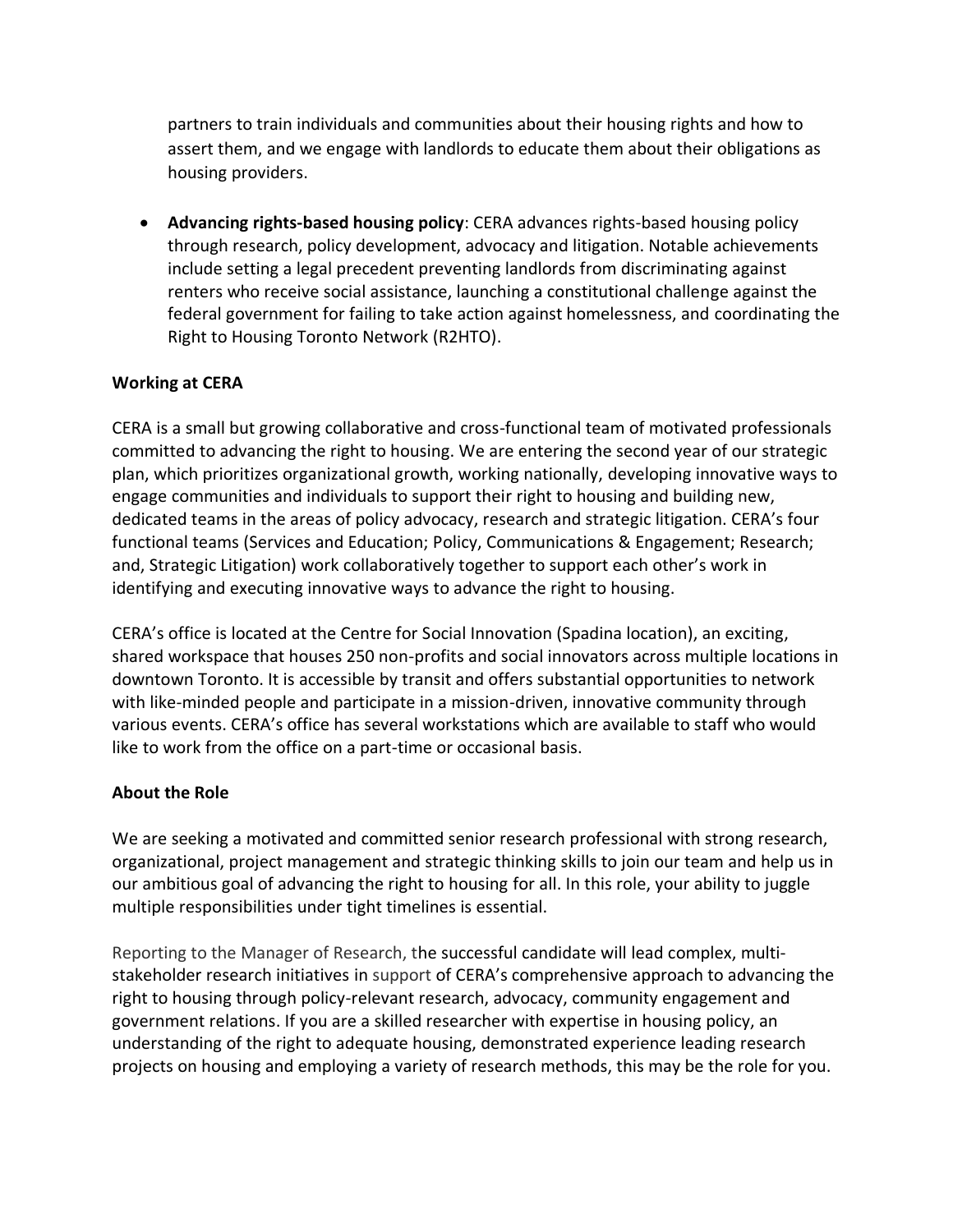partners to train individuals and communities about their housing rights and how to assert them, and we engage with landlords to educate them about their obligations as housing providers.

- **Advancing rights-based housing policy**: CERA advances rights-based housing policy through research, policy development, advocacy and litigation. Notable achievements include setting a legal precedent preventing landlords from discriminating against renters who receive social assistance, launching a constitutional challenge against the federal government for failing to take action against homelessness, and coordinating the Right to Housing Toronto Network (R2HTO).

**Working at CERA**

CERA is a small but growing collaborative and cross-functional team of motivated professionals committed to advancing the right to housing. We are entering the second year of our strategic plan, which prioritizes organizational growth, working nationally, developing innovative ways to engage communities and individuals to support their right to housing and building new, dedicated teams in the areas of policy advocacy, research and strategic litigation. CERA's four functional teams (Services and Education; Policy, Communications & Engagement; Research; and, Strategic Litigation) work collaboratively together to support each other's work in identifying and executing innovative ways to advance the right to housing.

CERA's office is located at the Centre for Social Innovation (Spadina location), an exciting, shared workspace that houses 250 non-profits and social innovators across multiple locations in downtown Toronto. It is accessible by transit and offers substantial opportunities to network with like-minded people and participate in a mission-driven, innovative community through various events. CERA's office has several workstations which are available to staff who would like to work from the office on a part-time or occasional basis.

**About the Role**

We are seeking a motivated and committed senior research professional with strong research, organizational, project management and strategic thinking skills to join our team and help us in our ambitious goal of advancing the right to housing for all. In this role, your ability to juggle multiple responsibilities under tight timelines is essential.

Reporting to the Manager of Research, the successful candidate will lead complex, multi-stakeholder research initiatives in support of CERA's comprehensive approach to advancing the right to housing through policy-relevant research, advocacy, community engagement and government relations. If you are a skilled researcher with expertise in housing policy, an understanding of the right to adequate housing, demonstrated experience leading research projects on housing and employing a variety of research methods, this may be the role for you.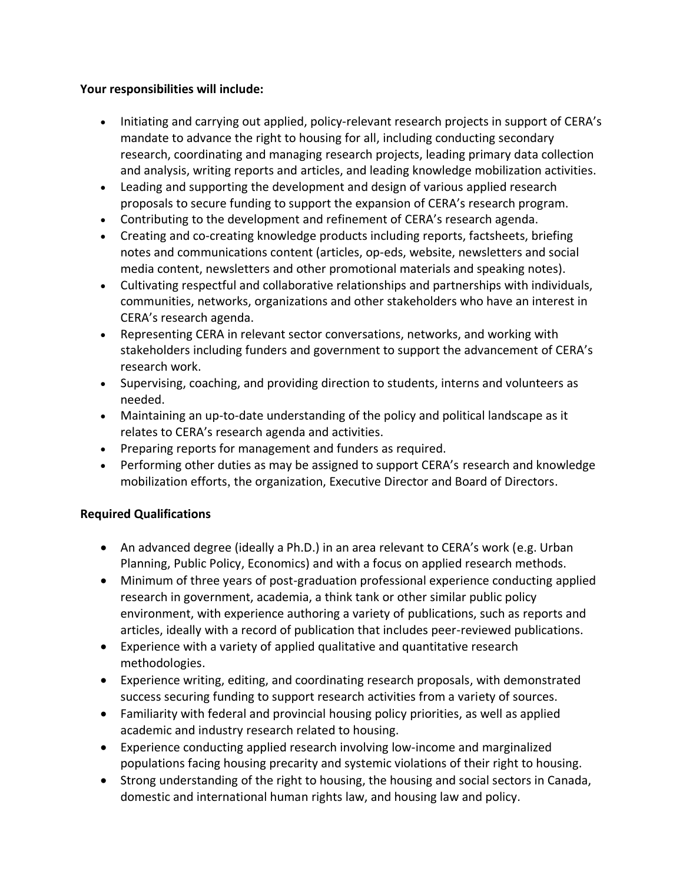**Your responsibilities will include:**

- Initiating and carrying out applied, policy-relevant research projects in support of CERA's mandate to advance the right to housing for all, including conducting secondary research, coordinating and managing research projects, leading primary data collection and analysis, writing reports and articles, and leading knowledge mobilization activities.
- Leading and supporting the development and design of various applied research proposals to secure funding to support the expansion of CERA's research program.
- Contributing to the development and refinement of CERA's research agenda.
- Creating and co-creating knowledge products including reports, factsheets, briefing notes and communications content (articles, op-eds, website, newsletters and social media content, newsletters and other promotional materials and speaking notes).
- Cultivating respectful and collaborative relationships and partnerships with individuals, communities, networks, organizations and other stakeholders who have an interest in CERA's research agenda.
- Representing CERA in relevant sector conversations, networks, and working with stakeholders including funders and government to support the advancement of CERA's research work.
- Supervising, coaching, and providing direction to students, interns and volunteers as needed.
- Maintaining an up-to-date understanding of the policy and political landscape as it relates to CERA's research agenda and activities.
- Preparing reports for management and funders as required.
- Performing other duties as may be assigned to support CERA's research and knowledge mobilization efforts, the organization, Executive Director and Board of Directors.

**Required Qualifications**

- An advanced degree (ideally a Ph.D.) in an area relevant to CERA's work (e.g. Urban Planning, Public Policy, Economics) and with a focus on applied research methods.
- Minimum of three years of post-graduation professional experience conducting applied research in government, academia, a think tank or other similar public policy environment, with experience authoring a variety of publications, such as reports and articles, ideally with a record of publication that includes peer-reviewed publications.
- Experience with a variety of applied qualitative and quantitative research methodologies.
- Experience writing, editing, and coordinating research proposals, with demonstrated success securing funding to support research activities from a variety of sources.
- Familiarity with federal and provincial housing policy priorities, as well as applied academic and industry research related to housing.
- Experience conducting applied research involving low-income and marginalized populations facing housing precarity and systemic violations of their right to housing.
- Strong understanding of the right to housing, the housing and social sectors in Canada, domestic and international human rights law, and housing law and policy.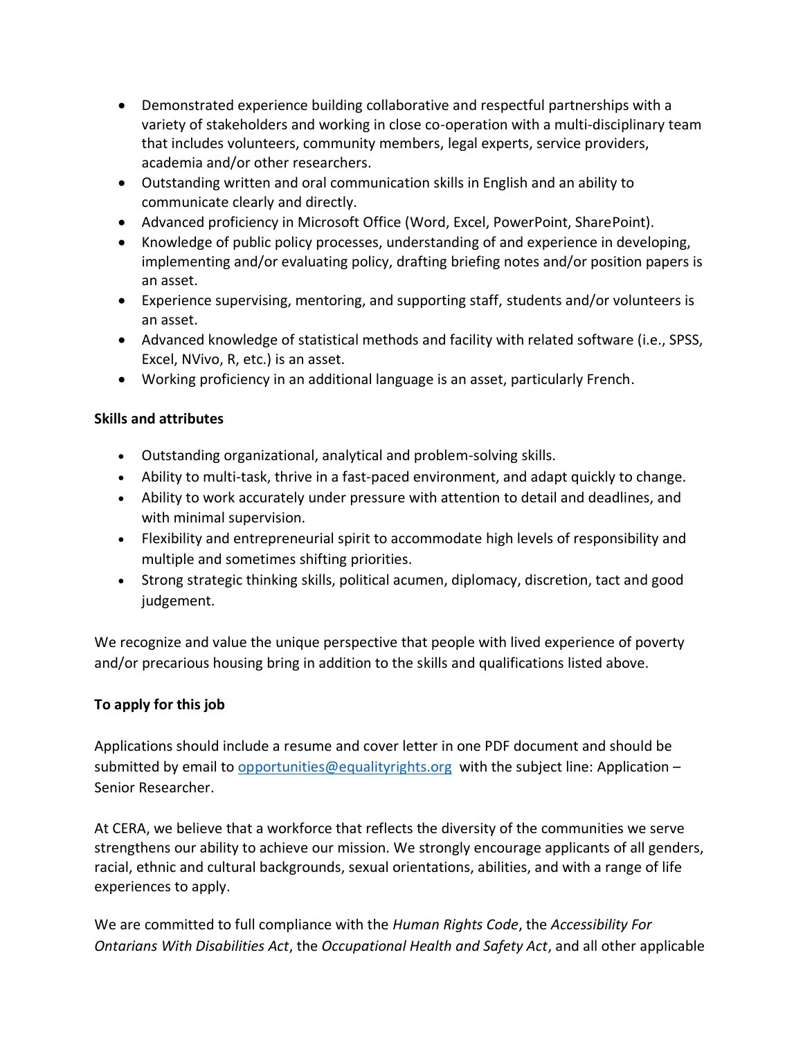- Demonstrated experience building collaborative and respectful partnerships with a variety of stakeholders and working in close co-operation with a multi-disciplinary team that includes volunteers, community members, legal experts, service providers, academia and/or other researchers.
- Outstanding written and oral communication skills in English and an ability to communicate clearly and directly.
- Advanced proficiency in Microsoft Office (Word, Excel, PowerPoint, SharePoint).
- Knowledge of public policy processes, understanding of and experience in developing, implementing and/or evaluating policy, drafting briefing notes and/or position papers is an asset.
- Experience supervising, mentoring, and supporting staff, students and/or volunteers is an asset.
- Advanced knowledge of statistical methods and facility with related software (i.e., SPSS, Excel, NVivo, R, etc.) is an asset.
- Working proficiency in an additional language is an asset, particularly French.

**Skills and attributes**

- Outstanding organizational, analytical and problem-solving skills.
- Ability to multi-task, thrive in a fast-paced environment, and adapt quickly to change.
- Ability to work accurately under pressure with attention to detail and deadlines, and with minimal supervision.
- Flexibility and entrepreneurial spirit to accommodate high levels of responsibility and multiple and sometimes shifting priorities.
- Strong strategic thinking skills, political acumen, diplomacy, discretion, tact and good judgement.

We recognize and value the unique perspective that people with lived experience of poverty and/or precarious housing bring in addition to the skills and qualifications listed above.

**To apply for this job**

Applications should include a resume and cover letter in one PDF document and should be submitted by email to [opportunities@equalityrights.org](mailto:opportunities@equalityrights.org) with the subject line: Application – Senior Researcher.

At CERA, we believe that a workforce that reflects the diversity of the communities we serve strengthens our ability to achieve our mission. We strongly encourage applicants of all genders, racial, ethnic and cultural backgrounds, sexual orientations, abilities, and with a range of life experiences to apply.

We are committed to full compliance with the *Human Rights Code*, the *Accessibility For Ontarians With Disabilities Act*, the *Occupational Health and Safety Act*, and all other applicable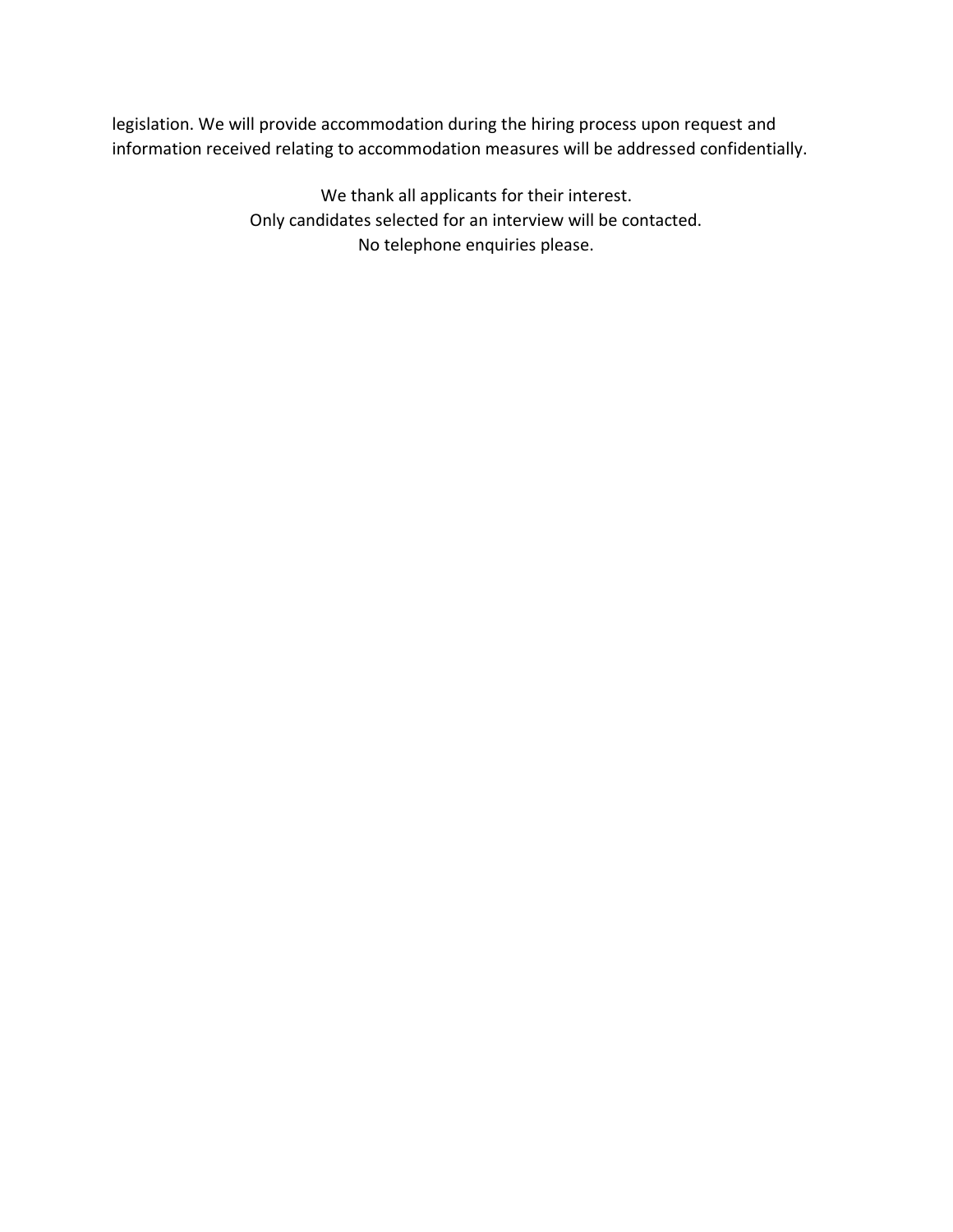legislation. We will provide accommodation during the hiring process upon request and information received relating to accommodation measures will be addressed confidentially.

We thank all applicants for their interest.
Only candidates selected for an interview will be contacted.
No telephone enquiries please.